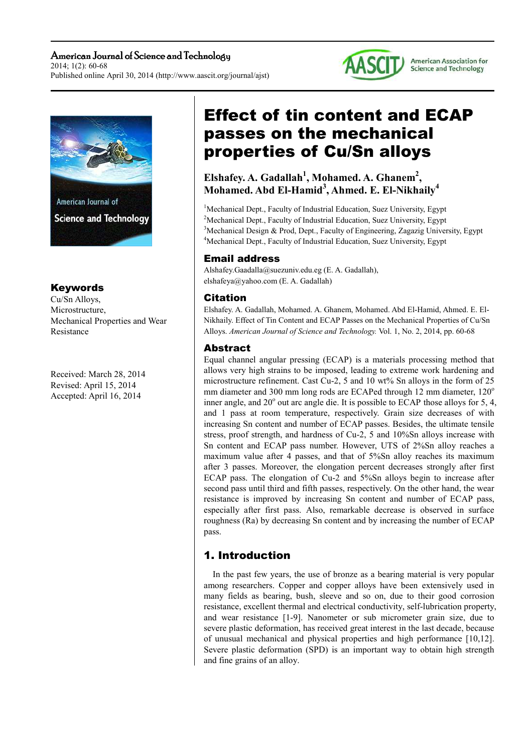# Effect of tin content and ECAP passes on the mechanical properties of Cu/Sn alloys

**Elshafey. A. Gadallah[1], Mohamed. A. Ghanem[2], Mohamed. Abd El-Hamid[3], Ahmed. E. El-Nikhaily[4]**

[1]Mechanical Dept., Faculty of Industrial Education, Suez University, Egypt
[2]Mechanical Dept., Faculty of Industrial Education, Suez University, Egypt
[3]Mechanical Design & Prod, Dept., Faculty of Engineering, Zagazig University, Egypt
[4]Mechanical Dept., Faculty of Industrial Education, Suez University, Egypt

## Email address

Alshafey.Gaadalla@suezuniv.edu.eg (E. A. Gadallah),
elshafeya@yahoo.com (E. A. Gadallah)

## Citation

Elshafey. A. Gadallah, Mohamed. A. Ghanem, Mohamed. Abd El-Hamid, Ahmed. E. El-Nikhaily. Effect of Tin Content and ECAP Passes on the Mechanical Properties of Cu/Sn Alloys. *American Journal of Science and Technology.* Vol. 1, No. 2, 2014, pp. 60-68

## Keywords

Cu/Sn Alloys,
Microstructure,
Mechanical Properties and Wear Resistance

Received: March 28, 2014
Revised: April 15, 2014
Accepted: April 16, 2014

## Abstract

Equal channel angular pressing (ECAP) is a materials processing method that allows very high strains to be imposed, leading to extreme work hardening and microstructure refinement. Cast Cu-2, 5 and 10 wt% Sn alloys in the form of 25 mm diameter and 300 mm long rods are ECAPed through 12 mm diameter, 120$^{o}$ inner angle, and 20$^{o}$ out arc angle die. It is possible to ECAP those alloys for 5, 4, and 1 pass at room temperature, respectively. Grain size decreases of with increasing Sn content and number of ECAP passes. Besides, the ultimate tensile stress, proof strength, and hardness of Cu-2, 5 and 10%Sn alloys increase with Sn content and ECAP pass number. However, UTS of 2%Sn alloy reaches a maximum value after 4 passes, and that of 5%Sn alloy reaches its maximum after 3 passes. Moreover, the elongation percent decreases strongly after first ECAP pass. The elongation of Cu-2 and 5%Sn alloys begin to increase after second pass until third and fifth passes, respectively. On the other hand, the wear resistance is improved by increasing Sn content and number of ECAP pass, especially after first pass. Also, remarkable decrease is observed in surface roughness (Ra) by decreasing Sn content and by increasing the number of ECAP pass.

## 1. Introduction

In the past few years, the use of bronze as a bearing material is very popular among researchers. Copper and copper alloys have been extensively used in many fields as bearing, bush, sleeve and so on, due to their good corrosion resistance, excellent thermal and electrical conductivity, self-lubrication property, and wear resistance [1-9]. Nanometer or sub micrometer grain size, due to severe plastic deformation, has received great interest in the last decade, because of unusual mechanical and physical properties and high performance [10,12]. Severe plastic deformation (SPD) is an important way to obtain high strength and fine grains of an alloy.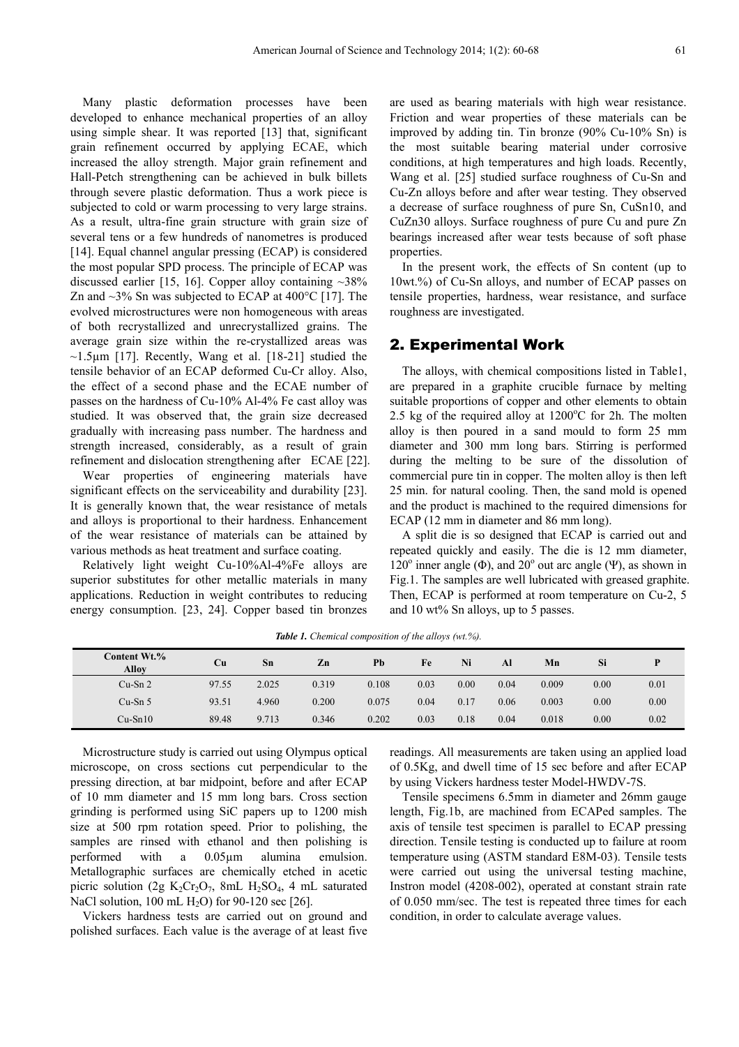Many plastic deformation processes have been developed to enhance mechanical properties of an alloy using simple shear. It was reported [13] that, significant grain refinement occurred by applying ECAE, which increased the alloy strength. Major grain refinement and Hall-Petch strengthening can be achieved in bulk billets through severe plastic deformation. Thus a work piece is subjected to cold or warm processing to very large strains. As a result, ultra-fine grain structure with grain size of several tens or a few hundreds of nanometres is produced [14]. Equal channel angular pressing (ECAP) is considered the most popular SPD process. The principle of ECAP was discussed earlier [15, 16]. Copper alloy containing ~38% Zn and ~3% Sn was subjected to ECAP at 400°C [17]. The evolved microstructures were non homogeneous with areas of both recrystallized and unrecrystallized grains. The average grain size within the re-crystallized areas was ~1.5μm [17]. Recently, Wang et al. [18-21] studied the tensile behavior of an ECAP deformed Cu-Cr alloy. Also, the effect of a second phase and the ECAE number of passes on the hardness of Cu-10% Al-4% Fe cast alloy was studied. It was observed that, the grain size decreased gradually with increasing pass number. The hardness and strength increased, considerably, as a result of grain refinement and dislocation strengthening after ECAE [22].

Wear properties of engineering materials have significant effects on the serviceability and durability [23]. It is generally known that, the wear resistance of metals and alloys is proportional to their hardness. Enhancement of the wear resistance of materials can be attained by various methods as heat treatment and surface coating.

Relatively light weight Cu-10%Al-4%Fe alloys are superior substitutes for other metallic materials in many applications. Reduction in weight contributes to reducing energy consumption. [23, 24]. Copper based tin bronzes are used as bearing materials with high wear resistance. Friction and wear properties of these materials can be improved by adding tin. Tin bronze (90% Cu-10% Sn) is the most suitable bearing material under corrosive conditions, at high temperatures and high loads. Recently, Wang et al. [25] studied surface roughness of Cu-Sn and Cu-Zn alloys before and after wear testing. They observed a decrease of surface roughness of pure Sn, CuSn10, and CuZn30 alloys. Surface roughness of pure Cu and pure Zn bearings increased after wear tests because of soft phase properties.

In the present work, the effects of Sn content (up to 10wt.%) of Cu-Sn alloys, and number of ECAP passes on tensile properties, hardness, wear resistance, and surface roughness are investigated.

## 2. Experimental Work

The alloys, with chemical compositions listed in Table1, are prepared in a graphite crucible furnace by melting suitable proportions of copper and other elements to obtain 2.5 kg of the required alloy at 1200°C for 2h. The molten alloy is then poured in a sand mould to form 25 mm diameter and 300 mm long bars. Stirring is performed during the melting to be sure of the dissolution of commercial pure tin in copper. The molten alloy is then left 25 min. for natural cooling. Then, the sand mold is opened and the product is machined to the required dimensions for ECAP (12 mm in diameter and 86 mm long).

A split die is so designed that ECAP is carried out and repeated quickly and easily. The die is 12 mm diameter, 120° inner angle (Φ), and 20° out arc angle (Ψ), as shown in Fig.1. The samples are well lubricated with greased graphite. Then, ECAP is performed at room temperature on Cu-2, 5 and 10 wt% Sn alloys, up to 5 passes.

*Table 1. Chemical composition of the alloys (wt.%).*

| Content Wt.% Alloy | Cu | Sn | Zn | Pb | Fe | Ni | Al | Mn | Si | P |
|---|---|---|---|---|---|---|---|---|---|---|
| Cu-Sn 2 | 97.55 | 2.025 | 0.319 | 0.108 | 0.03 | 0.00 | 0.04 | 0.009 | 0.00 | 0.01 |
| Cu-Sn 5 | 93.51 | 4.960 | 0.200 | 0.075 | 0.04 | 0.17 | 0.06 | 0.003 | 0.00 | 0.00 |
| Cu-Sn10 | 89.48 | 9.713 | 0.346 | 0.202 | 0.03 | 0.18 | 0.04 | 0.018 | 0.00 | 0.02 |

Microstructure study is carried out using Olympus optical microscope, on cross sections cut perpendicular to the pressing direction, at bar midpoint, before and after ECAP of 10 mm diameter and 15 mm long bars. Cross section grinding is performed using SiC papers up to 1200 mish size at 500 rpm rotation speed. Prior to polishing, the samples are rinsed with ethanol and then polishing is performed with a 0.05μm alumina emulsion. Metallographic surfaces are chemically etched in acetic picric solution (2g $K_2Cr_2O_7$, 8mL $H_2SO_4$, 4 mL saturated NaCl solution, 100 mL $H_2O$) for 90-120 sec [26].

Vickers hardness tests are carried out on ground and polished surfaces. Each value is the average of at least five readings. All measurements are taken using an applied load of 0.5Kg, and dwell time of 15 sec before and after ECAP by using Vickers hardness tester Model-HWDV-7S.

Tensile specimens 6.5mm in diameter and 26mm gauge length, Fig.1b, are machined from ECAPed samples. The axis of tensile test specimen is parallel to ECAP pressing direction. Tensile testing is conducted up to failure at room temperature using (ASTM standard E8M-03). Tensile tests were carried out using the universal testing machine, Instron model (4208-002), operated at constant strain rate of 0.050 mm/sec. The test is repeated three times for each condition, in order to calculate average values.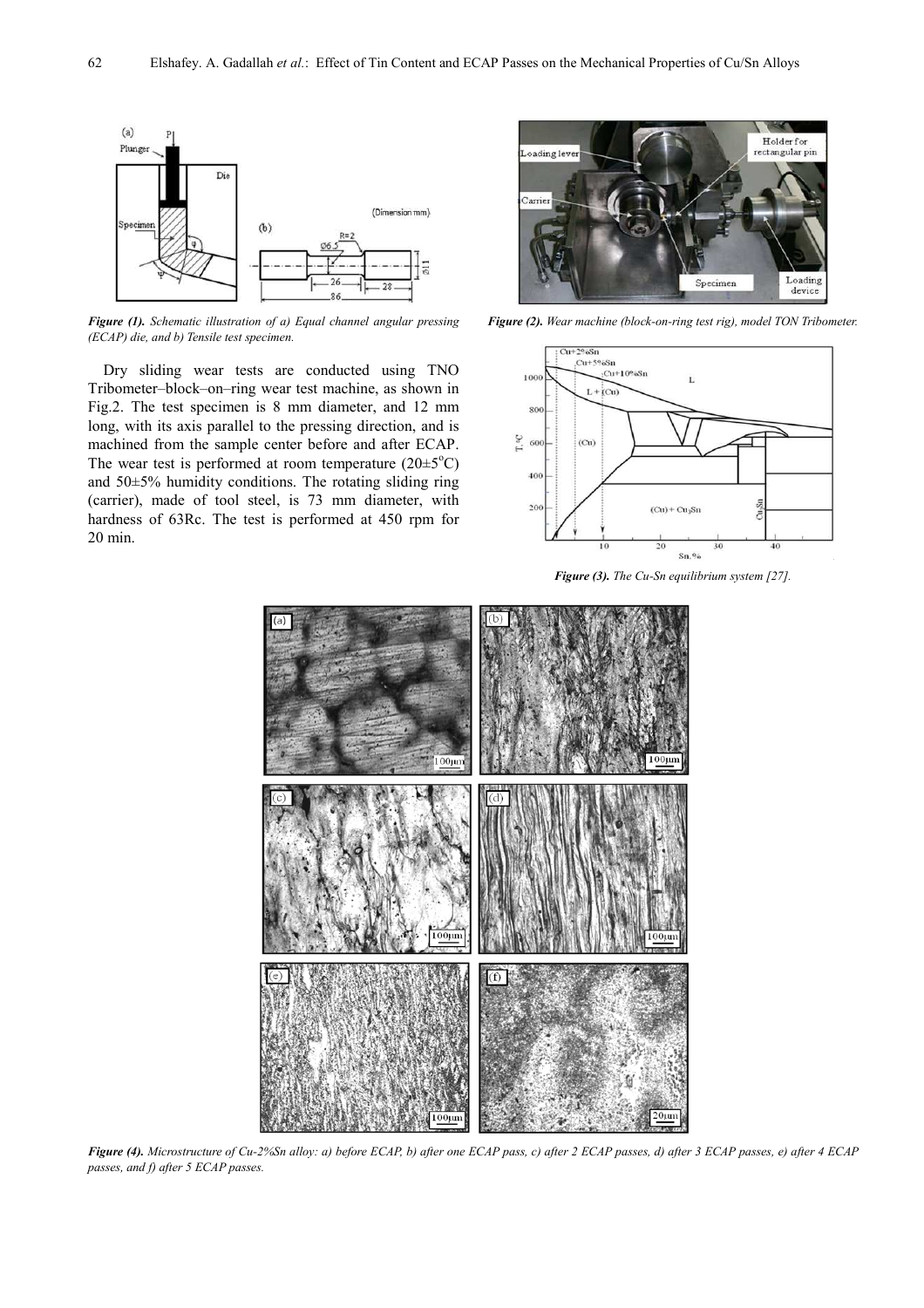*Figure (1). Schematic illustration of a) Equal channel angular pressing (ECAP) die, and b) Tensile test specimen.*

Dry sliding wear tests are conducted using TNO Tribometer–block–on–ring wear test machine, as shown in Fig.2. The test specimen is 8 mm diameter, and 12 mm long, with its axis parallel to the pressing direction, and is machined from the sample center before and after ECAP. The wear test is performed at room temperature (20±5°C) and 50±5% humidity conditions. The rotating sliding ring (carrier), made of tool steel, is 73 mm diameter, with hardness of 63Rc. The test is performed at 450 rpm for 20 min.

*Figure (2). Wear machine (block-on-ring test rig), model TON Tribometer.*

*Figure (3). The Cu-Sn equilibrium system [27].*

*Figure (4). Microstructure of Cu-2%Sn alloy: a) before ECAP, b) after one ECAP pass, c) after 2 ECAP passes, d) after 3 ECAP passes, e) after 4 ECAP passes, and f) after 5 ECAP passes.*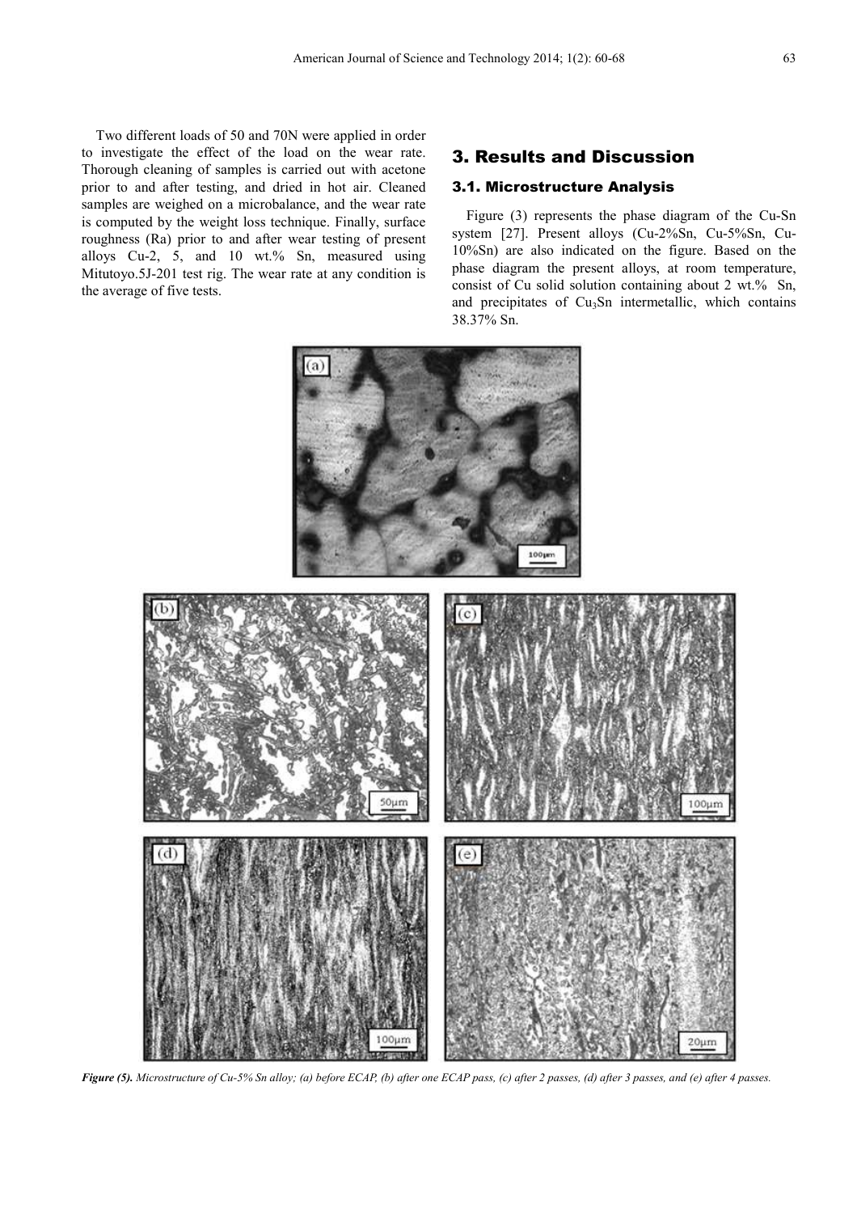Two different loads of 50 and 70N were applied in order to investigate the effect of the load on the wear rate. Thorough cleaning of samples is carried out with acetone prior to and after testing, and dried in hot air. Cleaned samples are weighed on a microbalance, and the wear rate is computed by the weight loss technique. Finally, surface roughness (Ra) prior to and after wear testing of present alloys Cu-2, 5, and 10 wt.% Sn, measured using Mitutoyo.5J-201 test rig. The wear rate at any condition is the average of five tests.

## 3. Results and Discussion

### 3.1. Microstructure Analysis

Figure (3) represents the phase diagram of the Cu-Sn system [27]. Present alloys (Cu-2%Sn, Cu-5%Sn, Cu-10%Sn) are also indicated on the figure. Based on the phase diagram the present alloys, at room temperature, consist of Cu solid solution containing about 2 wt.% Sn, and precipitates of $Cu_3Sn$ intermetallic, which contains 38.37% Sn.

***Figure (5).*** *Microstructure of Cu-5% Sn alloy; (a) before ECAP, (b) after one ECAP pass, (c) after 2 passes, (d) after 3 passes, and (e) after 4 passes.*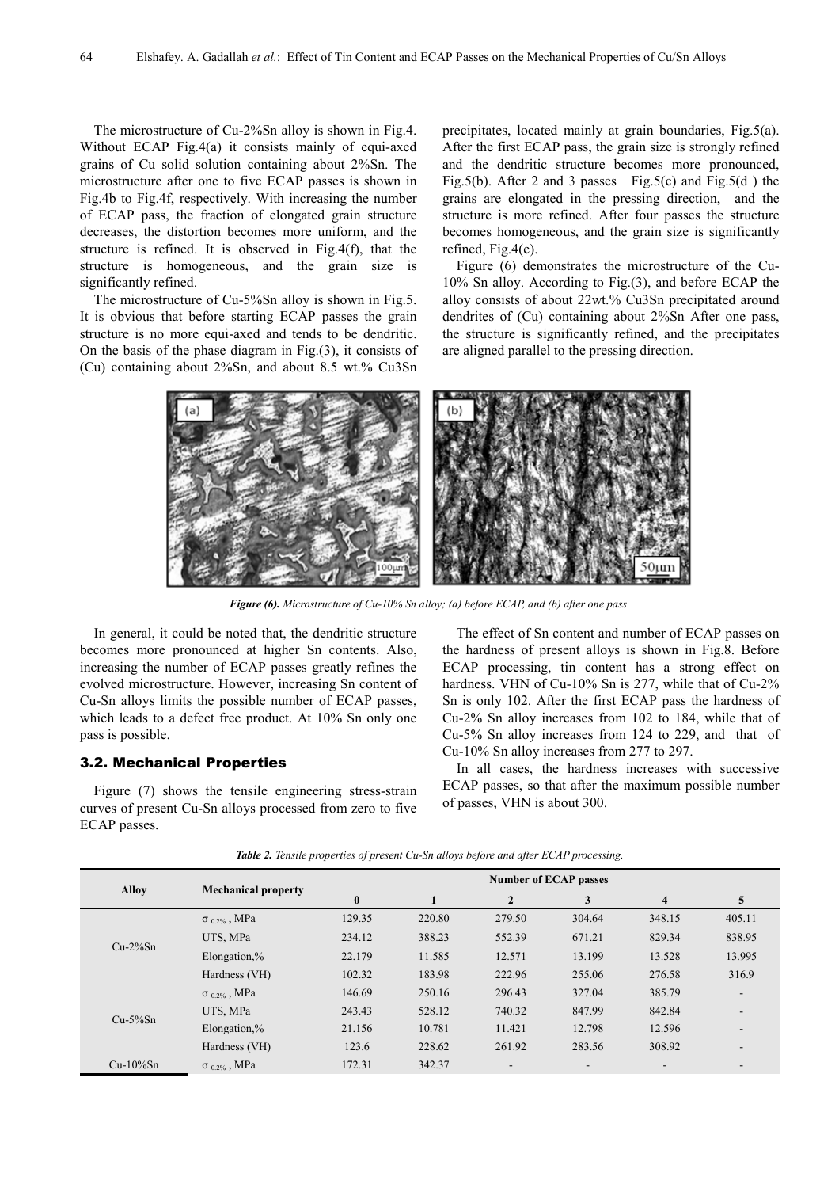The microstructure of Cu-2%Sn alloy is shown in Fig.4. Without ECAP Fig.4(a) it consists mainly of equi-axed grains of Cu solid solution containing about 2%Sn. The microstructure after one to five ECAP passes is shown in Fig.4b to Fig.4f, respectively. With increasing the number of ECAP pass, the fraction of elongated grain structure decreases, the distortion becomes more uniform, and the structure is refined. It is observed in Fig.4(f), that the structure is homogeneous, and the grain size is significantly refined.

The microstructure of Cu-5%Sn alloy is shown in Fig.5. It is obvious that before starting ECAP passes the grain structure is no more equi-axed and tends to be dendritic. On the basis of the phase diagram in Fig.(3), it consists of (Cu) containing about 2%Sn, and about 8.5 wt.% $Cu_3Sn$ precipitates, located mainly at grain boundaries, Fig.5(a). After the first ECAP pass, the grain size is strongly refined and the dendritic structure becomes more pronounced, Fig.5(b). After 2 and 3 passes Fig.5(c) and Fig.5(d ) the grains are elongated in the pressing direction, and the structure is more refined. After four passes the structure becomes homogeneous, and the grain size is significantly refined, Fig.4(e).

Figure (6) demonstrates the microstructure of the Cu-10% Sn alloy. According to Fig.(3), and before ECAP the alloy consists of about 22wt.% $Cu_3Sn$ precipitated around dendrites of (Cu) containing about 2%Sn After one pass, the structure is significantly refined, and the precipitates are aligned parallel to the pressing direction.

***Figure (6).*** *Microstructure of Cu-10% Sn alloy; (a) before ECAP, and (b) after one pass.*

In general, it could be noted that, the dendritic structure becomes more pronounced at higher Sn contents. Also, increasing the number of ECAP passes greatly refines the evolved microstructure. However, increasing Sn content of Cu-Sn alloys limits the possible number of ECAP passes, which leads to a defect free product. At 10% Sn only one pass is possible.

### 3.2. Mechanical Properties

Figure (7) shows the tensile engineering stress-strain curves of present Cu-Sn alloys processed from zero to five ECAP passes.

The effect of Sn content and number of ECAP passes on the hardness of present alloys is shown in Fig.8. Before ECAP processing, tin content has a strong effect on hardness. VHN of Cu-10% Sn is 277, while that of Cu-2% Sn is only 102. After the first ECAP pass the hardness of Cu-2% Sn alloy increases from 102 to 184, while that of Cu-5% Sn alloy increases from 124 to 229, and that of Cu-10% Sn alloy increases from 277 to 297.

In all cases, the hardness increases with successive ECAP passes, so that after the maximum possible number of passes, VHN is about 300.

***Table 2.*** *Tensile properties of present Cu-Sn alloys before and after ECAP processing.*

| Alloy | Mechanical property | Number of ECAP passes | | | | | |
|---|---|---|---|---|---|---|---|
| | | 0 | 1 | 2 | 3 | 4 | 5 |
| Cu-2%Sn | $\sigma_{0.2\%}$ , MPa | 129.35 | 220.80 | 279.50 | 304.64 | 348.15 | 405.11 |
| | UTS, MPa | 234.12 | 388.23 | 552.39 | 671.21 | 829.34 | 838.95 |
| | Elongation,% | 22.179 | 11.585 | 12.571 | 13.199 | 13.528 | 13.995 |
| | Hardness (VH) | 102.32 | 183.98 | 222.96 | 255.06 | 276.58 | 316.9 |
| Cu-5%Sn | $\sigma_{0.2\%}$ , MPa | 146.69 | 250.16 | 296.43 | 327.04 | 385.79 | - |
| | UTS, MPa | 243.43 | 528.12 | 740.32 | 847.99 | 842.84 | - |
| | Elongation,% | 21.156 | 10.781 | 11.421 | 12.798 | 12.596 | - |
| | Hardness (VH) | 123.6 | 228.62 | 261.92 | 283.56 | 308.92 | - |
| Cu-10%Sn | $\sigma_{0.2\%}$ , MPa | 172.31 | 342.37 | - | - | - | - |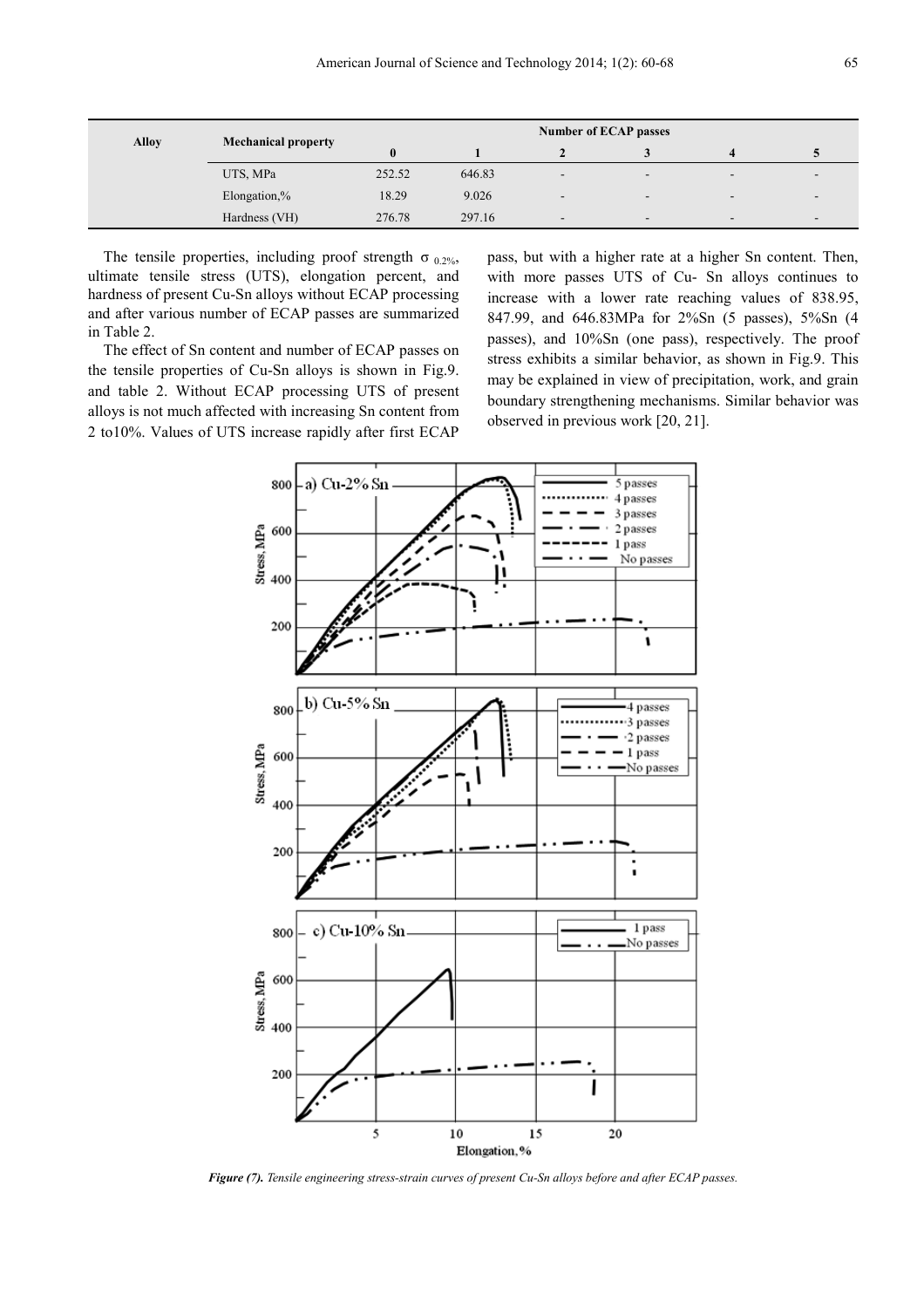| Alloy | Mechanical property | Number of ECAP passes | | | | | |
|---|---|---|---|---|---|---|---|
| | | 0 | 1 | 2 | 3 | 4 | 5 |
| | UTS, MPa | 252.52 | 646.83 | - | - | - | - |
| | Elongation,% | 18.29 | 9.026 | - | - | - | - |
| | Hardness (VH) | 276.78 | 297.16 | - | - | - | - |

The tensile properties, including proof strength $\sigma_{0.2\%}$, ultimate tensile stress (UTS), elongation percent, and hardness of present Cu-Sn alloys without ECAP processing and after various number of ECAP passes are summarized in Table 2.

The effect of Sn content and number of ECAP passes on the tensile properties of Cu-Sn alloys is shown in Fig.9. and table 2. Without ECAP processing UTS of present alloys is not much affected with increasing Sn content from 2 to10%. Values of UTS increase rapidly after first ECAP pass, but with a higher rate at a higher Sn content. Then, with more passes UTS of Cu- Sn alloys continues to increase with a lower rate reaching values of 838.95, 847.99, and 646.83MPa for 2%Sn (5 passes), 5%Sn (4 passes), and 10%Sn (one pass), respectively. The proof stress exhibits a similar behavior, as shown in Fig.9. This may be explained in view of precipitation, work, and grain boundary strengthening mechanisms. Similar behavior was observed in previous work [20, 21].

*Figure (7). Tensile engineering stress-strain curves of present Cu-Sn alloys before and after ECAP passes.*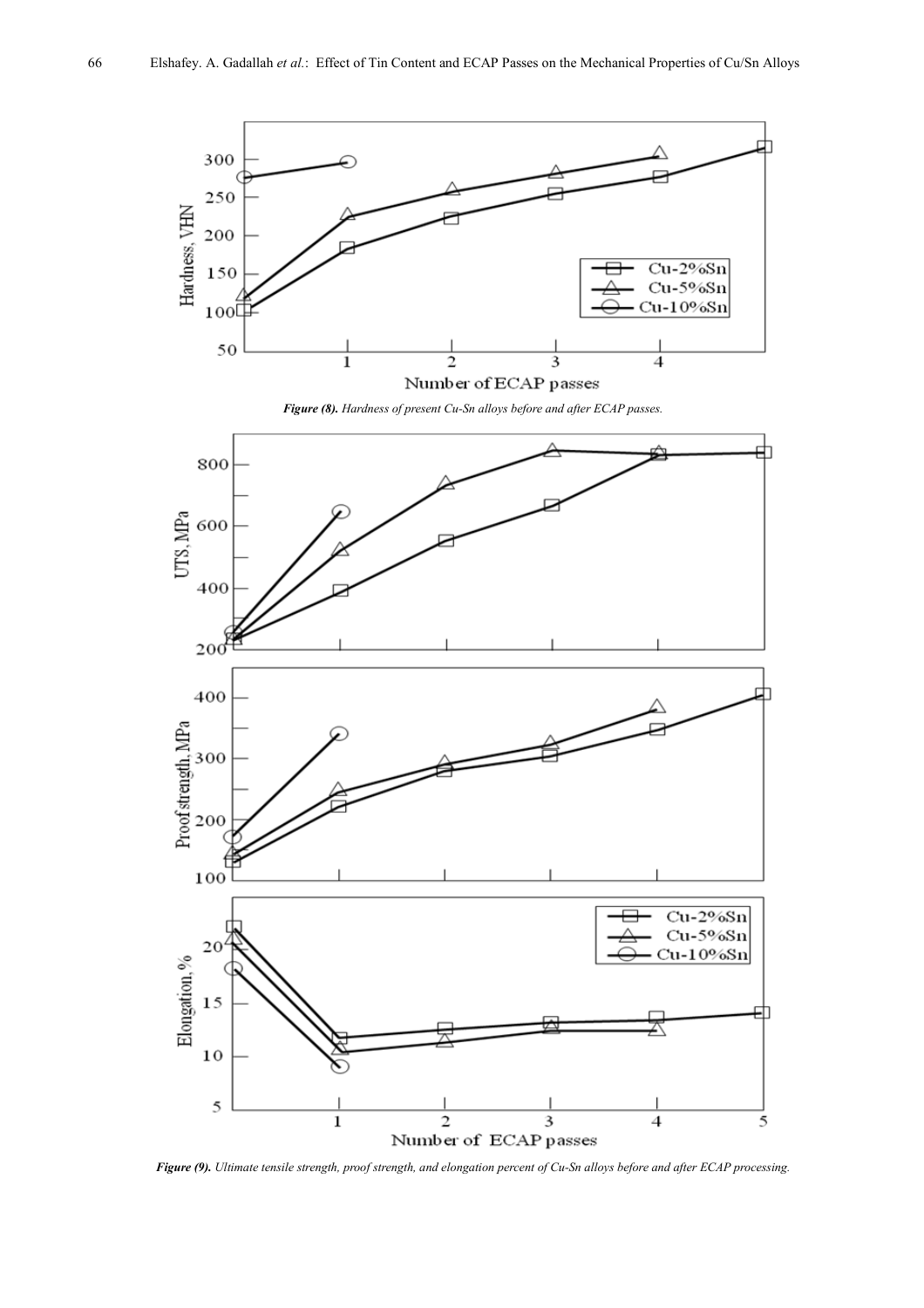*Figure (8). Hardness of present Cu-Sn alloys before and after ECAP passes.*

*Figure (9). Ultimate tensile strength, proof strength, and elongation percent of Cu-Sn alloys before and after ECAP processing.*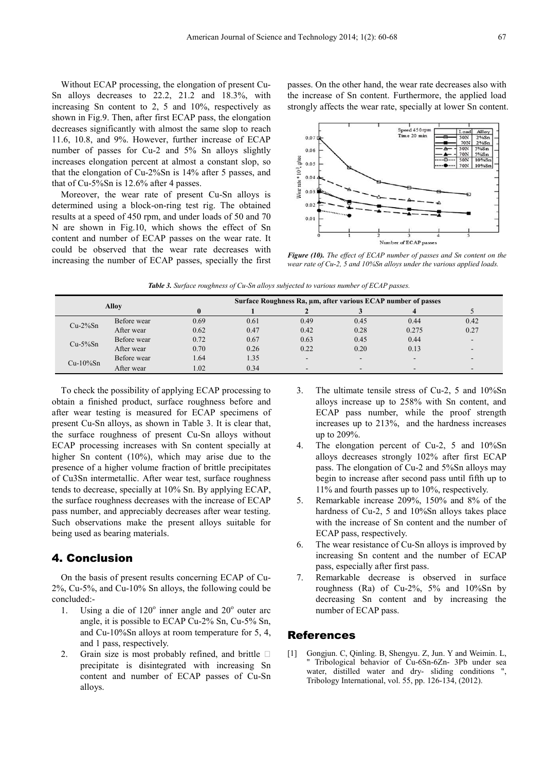Without ECAP processing, the elongation of present Cu-Sn alloys decreases to 22.2, 21.2 and 18.3%, with increasing Sn content to 2, 5 and 10%, respectively as shown in Fig.9. Then, after first ECAP pass, the elongation decreases significantly with almost the same slop to reach 11.6, 10.8, and 9%. However, further increase of ECAP number of passes for Cu-2 and 5% Sn alloys slightly increases elongation percent at almost a constant slop, so that the elongation of Cu-2%Sn is 14% after 5 passes, and that of Cu-5%Sn is 12.6% after 4 passes.

Moreover, the wear rate of present Cu-Sn alloys is determined using a block-on-ring test rig. The obtained results at a speed of 450 rpm, and under loads of 50 and 70 N are shown in Fig.10, which shows the effect of Sn content and number of ECAP passes on the wear rate. It could be observed that the wear rate decreases with increasing the number of ECAP passes, specially the first passes. On the other hand, the wear rate decreases also with the increase of Sn content. Furthermore, the applied load strongly affects the wear rate, specially at lower Sn content.

***Figure (10).*** *The effect of ECAP number of passes and Sn content on the wear rate of Cu-2, 5 and 10%Sn alloys under the various applied loads.*

***Table 3.*** *Surface roughness of Cu-Sn alloys subjected to various number of ECAP passes.*

| Alloy | | Surface Roughness Ra, µm, after various ECAP number of passes | | | | | |
|---|---|---|---|---|---|---|---|
| | | 0 | 1 | 2 | 3 | 4 | 5 |
| Cu-2%Sn | Before wear | 0.69 | 0.61 | 0.49 | 0.45 | 0.44 | 0.42 |
| | After wear | 0.62 | 0.47 | 0.42 | 0.28 | 0.275 | 0.27 |
| Cu-5%Sn | Before wear | 0.72 | 0.67 | 0.63 | 0.45 | 0.44 | - |
| | After wear | 0.70 | 0.26 | 0.22 | 0.20 | 0.13 | - |
| Cu-10%Sn | Before wear | 1.64 | 1.35 | - | - | - | - |
| | After wear | 1.02 | 0.34 | - | - | - | - |

To check the possibility of applying ECAP processing to obtain a finished product, surface roughness before and after wear testing is measured for ECAP specimens of present Cu-Sn alloys, as shown in Table 3. It is clear that, the surface roughness of present Cu-Sn alloys without ECAP processing increases with Sn content specially at higher Sn content (10%), which may arise due to the presence of a higher volume fraction of brittle precipitates of $Cu_3Sn$ intermetallic. After wear test, surface roughness tends to decrease, specially at 10% Sn. By applying ECAP, the surface roughness decreases with the increase of ECAP pass number, and appreciably decreases after wear testing. Such observations make the present alloys suitable for being used as bearing materials.

## 4. Conclusion

On the basis of present results concerning ECAP of Cu-2%, Cu-5%, and Cu-10% Sn alloys, the following could be concluded:-

1. Using a die of 120° inner angle and 20° outer arc angle, it is possible to ECAP Cu-2% Sn, Cu-5% Sn, and Cu-10%Sn alloys at room temperature for 5, 4, and 1 pass, respectively.
2. Grain size is most probably refined, and brittle  precipitate is disintegrated with increasing Sn content and number of ECAP passes of Cu-Sn alloys.
3. The ultimate tensile stress of Cu-2, 5 and 10%Sn alloys increase up to 258% with Sn content, and ECAP pass number, while the proof strength increases up to 213%, and the hardness increases up to 209%.
4. The elongation percent of Cu-2, 5 and 10%Sn alloys decreases strongly 102% after first ECAP pass. The elongation of Cu-2 and 5%Sn alloys may begin to increase after second pass until fifth up to 11% and fourth passes up to 10%, respectively.
5. Remarkable increase 209%, 150% and 8% of the hardness of Cu-2, 5 and 10%Sn alloys takes place with the increase of Sn content and the number of ECAP pass, respectively.
6. The wear resistance of Cu-Sn alloys is improved by increasing Sn content and the number of ECAP pass, especially after first pass.
7. Remarkable decrease is observed in surface roughness (Ra) of Cu-2%, 5% and 10%Sn by decreasing Sn content and by increasing the number of ECAP pass.

## References

[1] Gongjun. C, Qinling. B, Shengyu. Z, Jun. Y and Weimin. L, " Tribological behavior of Cu-6Sn-6Zn- 3Pb under sea water, distilled water and dry- sliding conditions ", Tribology International, vol. 55, pp. 126-134, (2012).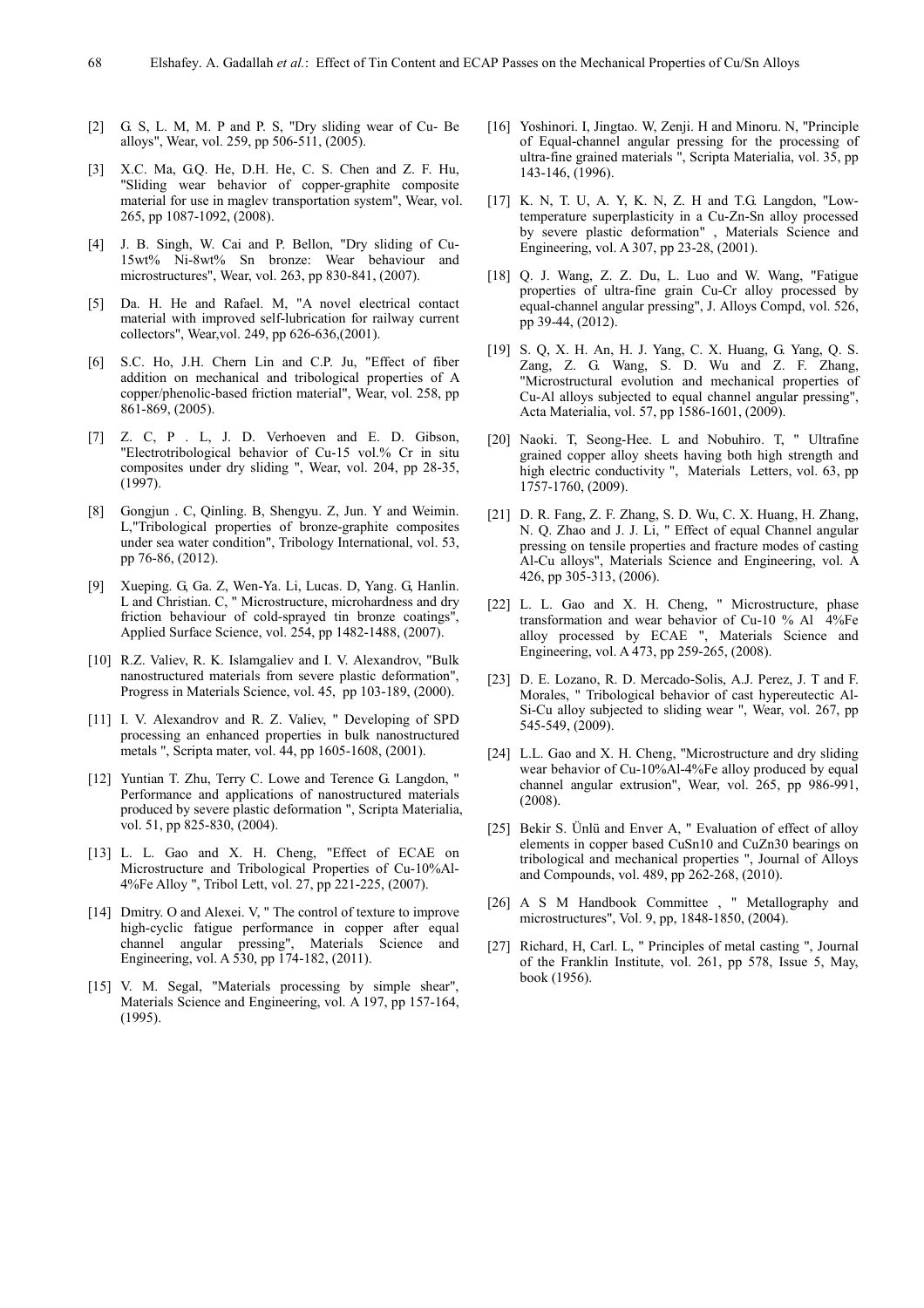[2] G. S, L. M, M. P and P. S, "Dry sliding wear of Cu- Be alloys", Wear, vol. 259, pp 506-511, (2005).

[3] X.C. Ma, G.Q. He, D.H. He, C. S. Chen and Z. F. Hu, "Sliding wear behavior of copper-graphite composite material for use in maglev transportation system", Wear, vol. 265, pp 1087-1092, (2008).

[4] J. B. Singh, W. Cai and P. Bellon, "Dry sliding of Cu-15wt% Ni-8wt% Sn bronze: Wear behaviour and microstructures", Wear, vol. 263, pp 830-841, (2007).

[5] Da. H. He and Rafael. M, "A novel electrical contact material with improved self-lubrication for railway current collectors", Wear,vol. 249, pp 626-636,(2001).

[6] S.C. Ho, J.H. Chern Lin and C.P. Ju, "Effect of fiber addition on mechanical and tribological properties of A copper/phenolic-based friction material", Wear, vol. 258, pp 861-869, (2005).

[7] Z. C, P . L, J. D. Verhoeven and E. D. Gibson, "Electrotribological behavior of Cu-15 vol.% Cr in situ composites under dry sliding ", Wear, vol. 204, pp 28-35, (1997).

[8] Gongjun . C, Qinling. B, Shengyu. Z, Jun. Y and Weimin. L,"Tribological properties of bronze-graphite composites under sea water condition", Tribology International, vol. 53, pp 76-86, (2012).

[9] Xueping. G, Ga. Z, Wen-Ya. Li, Lucas. D, Yang. G, Hanlin. L and Christian. C, " Microstructure, microhardness and dry friction behaviour of cold-sprayed tin bronze coatings", Applied Surface Science, vol. 254, pp 1482-1488, (2007).

[10] R.Z. Valiev, R. K. Islamgaliev and I. V. Alexandrov, "Bulk nanostructured materials from severe plastic deformation", Progress in Materials Science, vol. 45, pp 103-189, (2000).

[11] I. V. Alexandrov and R. Z. Valiev, " Developing of SPD processing an enhanced properties in bulk nanostructured metals ", Scripta mater, vol. 44, pp 1605-1608, (2001).

[12] Yuntian T. Zhu, Terry C. Lowe and Terence G. Langdon, " Performance and applications of nanostructured materials produced by severe plastic deformation ", Scripta Materialia, vol. 51, pp 825-830, (2004).

[13] L. L. Gao and X. H. Cheng, "Effect of ECAE on Microstructure and Tribological Properties of Cu-10%Al-4%Fe Alloy ", Tribol Lett, vol. 27, pp 221-225, (2007).

[14] Dmitry. O and Alexei. V, " The control of texture to improve high-cyclic fatigue performance in copper after equal channel angular pressing", Materials Science and Engineering, vol. A 530, pp 174-182, (2011).

[15] V. M. Segal, "Materials processing by simple shear", Materials Science and Engineering, vol. A 197, pp 157-164, (1995).

[16] Yoshinori. I, Jingtao. W, Zenji. H and Minoru. N, "Principle of Equal-channel angular pressing for the processing of ultra-fine grained materials ", Scripta Materialia, vol. 35, pp 143-146, (1996).

[17] K. N, T. U, A. Y, K. N, Z. H and T.G. Langdon, "Low-temperature superplasticity in a Cu-Zn-Sn alloy processed by severe plastic deformation" , Materials Science and Engineering, vol. A 307, pp 23-28, (2001).

[18] Q. J. Wang, Z. Z. Du, L. Luo and W. Wang, "Fatigue properties of ultra-fine grain Cu-Cr alloy processed by equal-channel angular pressing", J. Alloys Compd, vol. 526, pp 39-44, (2012).

[19] S. Q, X. H. An, H. J. Yang, C. X. Huang, G. Yang, Q. S. Zang, Z. G. Wang, S. D. Wu and Z. F. Zhang, "Microstructural evolution and mechanical properties of Cu-Al alloys subjected to equal channel angular pressing", Acta Materialia, vol. 57, pp 1586-1601, (2009).

[20] Naoki. T, Seong-Hee. L and Nobuhiro. T, " Ultrafine grained copper alloy sheets having both high strength and high electric conductivity ", Materials Letters, vol. 63, pp 1757-1760, (2009).

[21] D. R. Fang, Z. F. Zhang, S. D. Wu, C. X. Huang, H. Zhang, N. Q. Zhao and J. J. Li, " Effect of equal Channel angular pressing on tensile properties and fracture modes of casting Al-Cu alloys", Materials Science and Engineering, vol. A 426, pp 305-313, (2006).

[22] L. L. Gao and X. H. Cheng, " Microstructure, phase transformation and wear behavior of Cu-10 % Al 4%Fe alloy processed by ECAE ", Materials Science and Engineering, vol. A 473, pp 259-265, (2008).

[23] D. E. Lozano, R. D. Mercado-Solis, A.J. Perez, J. T and F. Morales, " Tribological behavior of cast hypereutectic Al-Si-Cu alloy subjected to sliding wear ", Wear, vol. 267, pp 545-549, (2009).

[24] L.L. Gao and X. H. Cheng, "Microstructure and dry sliding wear behavior of Cu-10%Al-4%Fe alloy produced by equal channel angular extrusion", Wear, vol. 265, pp 986-991, (2008).

[25] Bekir S. Ünlü and Enver A, " Evaluation of effect of alloy elements in copper based CuSn10 and CuZn30 bearings on tribological and mechanical properties ", Journal of Alloys and Compounds, vol. 489, pp 262-268, (2010).

[26] A S M Handbook Committee , " Metallography and microstructures", Vol. 9, pp, 1848-1850, (2004).

[27] Richard, H, Carl. L, " Principles of metal casting ", Journal of the Franklin Institute, vol. 261, pp 578, Issue 5, May, book (1956).